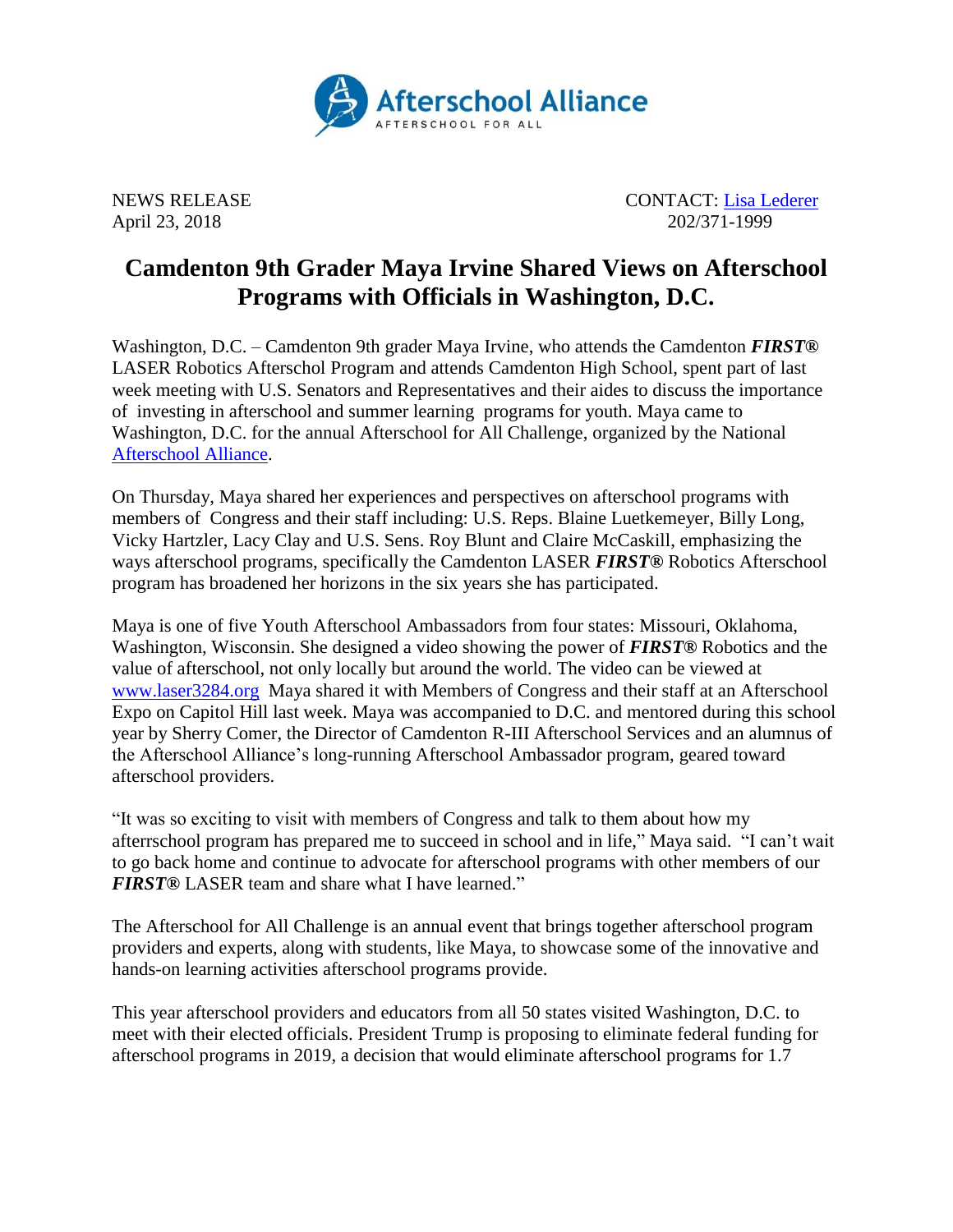Afterschool Alliance
AFTERSCHOOL FOR ALL

NEWS RELEASE
April 23, 2018

CONTACT: [Lisa Lederer](#)
202/371-1999

# Camdenton 9th Grader Maya Irvine Shared Views on Afterschool Programs with Officials in Washington, D.C.

Washington, D.C. – Camdenton 9th grader Maya Irvine, who attends the Camdenton ***FIRST®*** LASER Robotics Afterschol Program and attends Camdenton High School, spent part of last week meeting with U.S. Senators and Representatives and their aides to discuss the importance of investing in afterschool and summer learning programs for youth. Maya came to Washington, D.C. for the annual Afterschool for All Challenge, organized by the National [Afterschool Alliance](#).

On Thursday, Maya shared her experiences and perspectives on afterschool programs with members of Congress and their staff including: U.S. Reps. Blaine Luetkemeyer, Billy Long, Vicky Hartzler, Lacy Clay and U.S. Sens. Roy Blunt and Claire McCaskill, emphasizing the ways afterschool programs, specifically the Camdenton LASER ***FIRST®*** Robotics Afterschool program has broadened her horizons in the six years she has participated.

Maya is one of five Youth Afterschool Ambassadors from four states: Missouri, Oklahoma, Washington, Wisconsin. She designed a video showing the power of ***FIRST®*** Robotics and the value of afterschool, not only locally but around the world. The video can be viewed at [www.laser3284.org](http://www.laser3284.org) Maya shared it with Members of Congress and their staff at an Afterschool Expo on Capitol Hill last week. Maya was accompanied to D.C. and mentored during this school year by Sherry Comer, the Director of Camdenton R-III Afterschool Services and an alumnus of the Afterschool Alliance's long-running Afterschool Ambassador program, geared toward afterschool providers.

"It was so exciting to visit with members of Congress and talk to them about how my afterrschool program has prepared me to succeed in school and in life," Maya said. "I can't wait to go back home and continue to advocate for afterschool programs with other members of our ***FIRST®*** LASER team and share what I have learned."

The Afterschool for All Challenge is an annual event that brings together afterschool program providers and experts, along with students, like Maya, to showcase some of the innovative and hands-on learning activities afterschool programs provide.

This year afterschool providers and educators from all 50 states visited Washington, D.C. to meet with their elected officials. President Trump is proposing to eliminate federal funding for afterschool programs in 2019, a decision that would eliminate afterschool programs for 1.7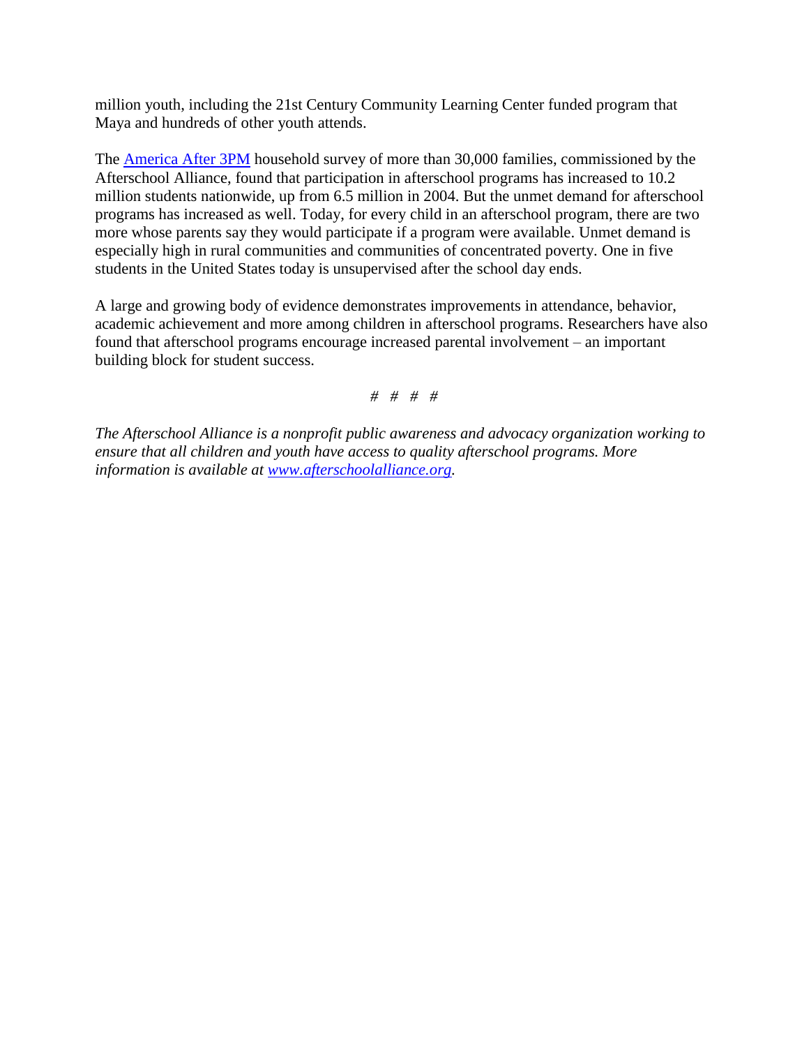million youth, including the 21st Century Community Learning Center funded program that Maya and hundreds of other youth attends.

The America After 3PM household survey of more than 30,000 families, commissioned by the Afterschool Alliance, found that participation in afterschool programs has increased to 10.2 million students nationwide, up from 6.5 million in 2004. But the unmet demand for afterschool programs has increased as well. Today, for every child in an afterschool program, there are two more whose parents say they would participate if a program were available. Unmet demand is especially high in rural communities and communities of concentrated poverty. One in five students in the United States today is unsupervised after the school day ends.

A large and growing body of evidence demonstrates improvements in attendance, behavior, academic achievement and more among children in afterschool programs. Researchers have also found that afterschool programs encourage increased parental involvement – an important building block for student success.

*# # # #*

*The Afterschool Alliance is a nonprofit public awareness and advocacy organization working to ensure that all children and youth have access to quality afterschool programs. More information is available at www.afterschoolalliance.org.*